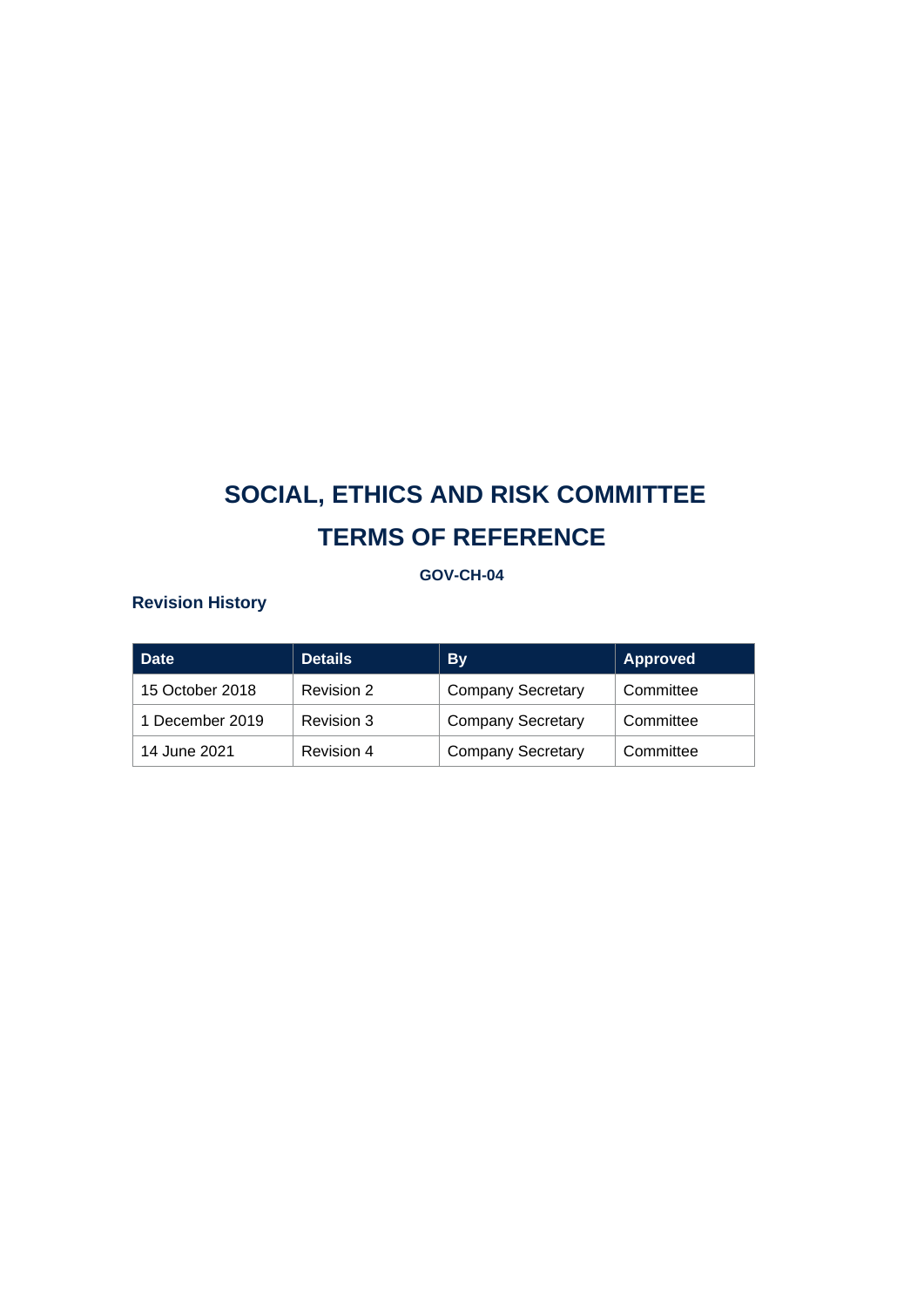# SOCIAL, ETHICS AND RISK COMMITTEE

# TERMS OF REFERENCE

**GOV-CH-04**

### Revision History

| Date | Details | By | Approved |
|---|---|---|---|
| 15 October 2018 | Revision 2 | Company Secretary | Committee |
| 1 December 2019 | Revision 3 | Company Secretary | Committee |
| 14 June 2021 | Revision 4 | Company Secretary | Committee |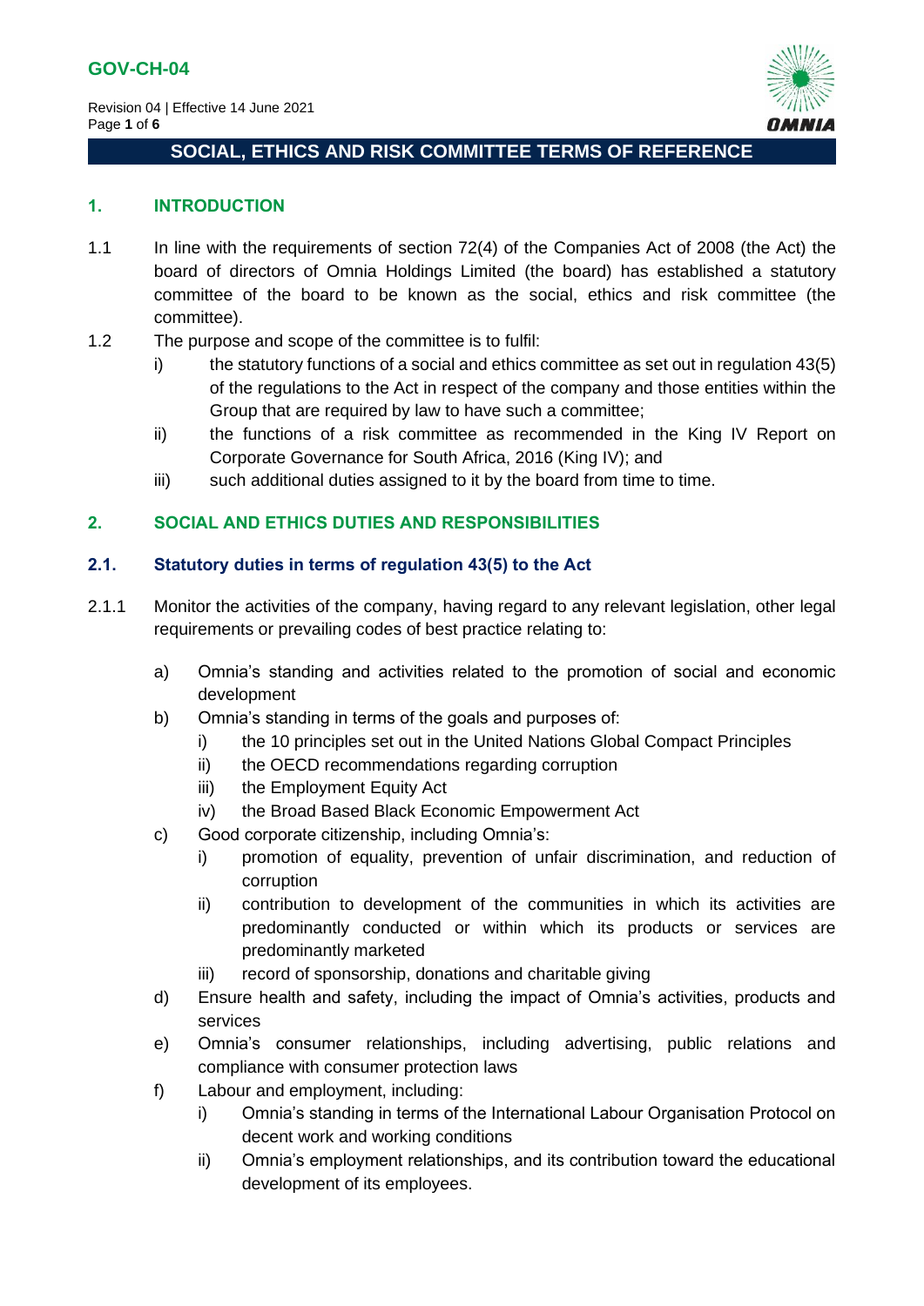## 1. INTRODUCTION

1.1 In line with the requirements of section 72(4) of the Companies Act of 2008 (the Act) the board of directors of Omnia Holdings Limited (the board) has established a statutory committee of the board to be known as the social, ethics and risk committee (the committee).

1.2 The purpose and scope of the committee is to fulfil:

- i) the statutory functions of a social and ethics committee as set out in regulation 43(5) of the regulations to the Act in respect of the company and those entities within the Group that are required by law to have such a committee;
- ii) the functions of a risk committee as recommended in the King IV Report on Corporate Governance for South Africa, 2016 (King IV); and
- iii) such additional duties assigned to it by the board from time to time.

## 2. SOCIAL AND ETHICS DUTIES AND RESPONSIBILITIES

### 2.1. Statutory duties in terms of regulation 43(5) to the Act

2.1.1 Monitor the activities of the company, having regard to any relevant legislation, other legal requirements or prevailing codes of best practice relating to:

- a) Omnia's standing and activities related to the promotion of social and economic development
- b) Omnia's standing in terms of the goals and purposes of:
  - i) the 10 principles set out in the United Nations Global Compact Principles
  - ii) the OECD recommendations regarding corruption
  - iii) the Employment Equity Act
  - iv) the Broad Based Black Economic Empowerment Act
- c) Good corporate citizenship, including Omnia's:
  - i) promotion of equality, prevention of unfair discrimination, and reduction of corruption
  - ii) contribution to development of the communities in which its activities are predominantly conducted or within which its products or services are predominantly marketed
  - iii) record of sponsorship, donations and charitable giving
- d) Ensure health and safety, including the impact of Omnia's activities, products and services
- e) Omnia's consumer relationships, including advertising, public relations and compliance with consumer protection laws
- f) Labour and employment, including:
  - i) Omnia's standing in terms of the International Labour Organisation Protocol on decent work and working conditions
  - ii) Omnia's employment relationships, and its contribution toward the educational development of its employees.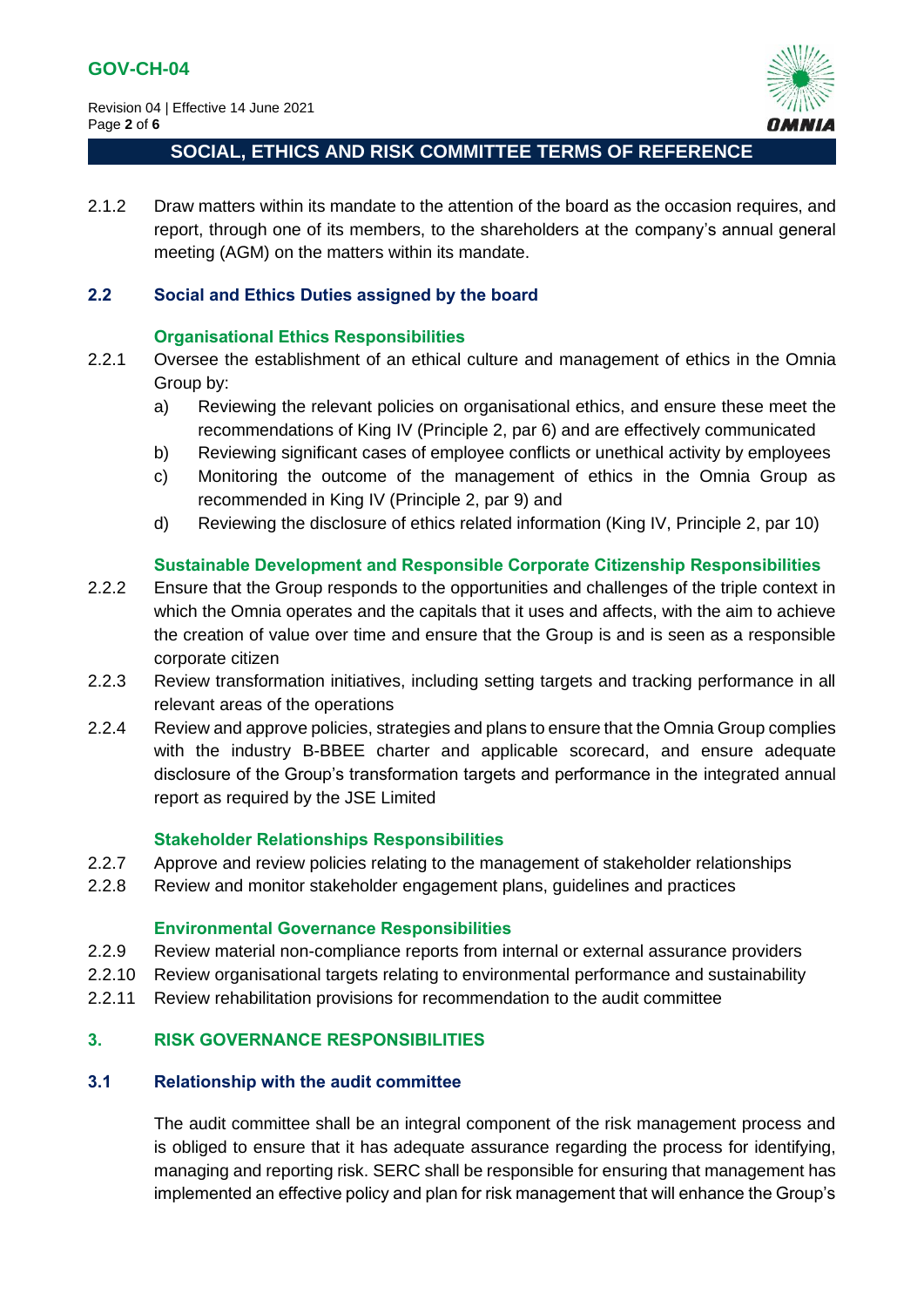2.1.2 Draw matters within its mandate to the attention of the board as the occasion requires, and report, through one of its members, to the shareholders at the company's annual general meeting (AGM) on the matters within its mandate.

### 2.2 Social and Ethics Duties assigned by the board

#### Organisational Ethics Responsibilities

2.2.1 Oversee the establishment of an ethical culture and management of ethics in the Omnia Group by:

- a) Reviewing the relevant policies on organisational ethics, and ensure these meet the recommendations of King IV (Principle 2, par 6) and are effectively communicated
- b) Reviewing significant cases of employee conflicts or unethical activity by employees
- c) Monitoring the outcome of the management of ethics in the Omnia Group as recommended in King IV (Principle 2, par 9) and
- d) Reviewing the disclosure of ethics related information (King IV, Principle 2, par 10)

#### Sustainable Development and Responsible Corporate Citizenship Responsibilities

2.2.2 Ensure that the Group responds to the opportunities and challenges of the triple context in which the Omnia operates and the capitals that it uses and affects, with the aim to achieve the creation of value over time and ensure that the Group is and is seen as a responsible corporate citizen

2.2.3 Review transformation initiatives, including setting targets and tracking performance in all relevant areas of the operations

2.2.4 Review and approve policies, strategies and plans to ensure that the Omnia Group complies with the industry B-BBEE charter and applicable scorecard, and ensure adequate disclosure of the Group's transformation targets and performance in the integrated annual report as required by the JSE Limited

#### Stakeholder Relationships Responsibilities

2.2.7 Approve and review policies relating to the management of stakeholder relationships

2.2.8 Review and monitor stakeholder engagement plans, guidelines and practices

#### Environmental Governance Responsibilities

2.2.9 Review material non-compliance reports from internal or external assurance providers

2.2.10 Review organisational targets relating to environmental performance and sustainability

2.2.11 Review rehabilitation provisions for recommendation to the audit committee

## 3. RISK GOVERNANCE RESPONSIBILITIES

### 3.1 Relationship with the audit committee

The audit committee shall be an integral component of the risk management process and is obliged to ensure that it has adequate assurance regarding the process for identifying, managing and reporting risk. SERC shall be responsible for ensuring that management has implemented an effective policy and plan for risk management that will enhance the Group's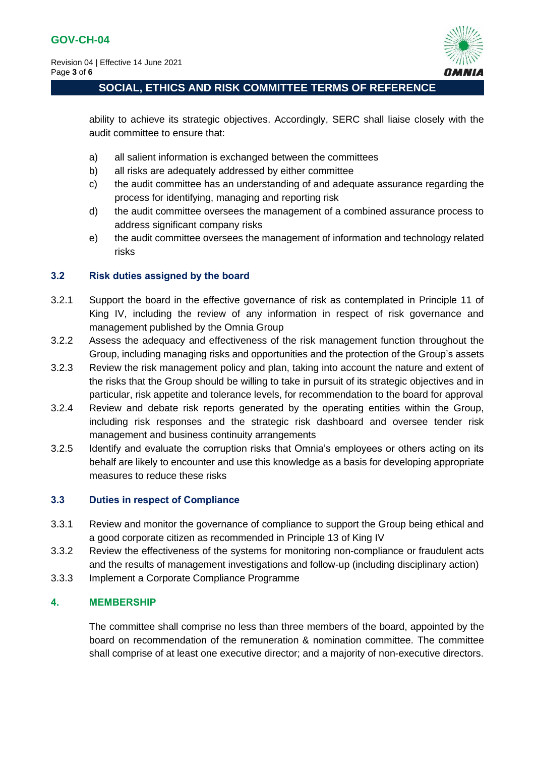ability to achieve its strategic objectives. Accordingly, SERC shall liaise closely with the audit committee to ensure that:

a) all salient information is exchanged between the committees
b) all risks are adequately addressed by either committee
c) the audit committee has an understanding of and adequate assurance regarding the process for identifying, managing and reporting risk
d) the audit committee oversees the management of a combined assurance process to address significant company risks
e) the audit committee oversees the management of information and technology related risks

### 3.2 Risk duties assigned by the board

3.2.1 Support the board in the effective governance of risk as contemplated in Principle 11 of King IV, including the review of any information in respect of risk governance and management published by the Omnia Group

3.2.2 Assess the adequacy and effectiveness of the risk management function throughout the Group, including managing risks and opportunities and the protection of the Group's assets

3.2.3 Review the risk management policy and plan, taking into account the nature and extent of the risks that the Group should be willing to take in pursuit of its strategic objectives and in particular, risk appetite and tolerance levels, for recommendation to the board for approval

3.2.4 Review and debate risk reports generated by the operating entities within the Group, including risk responses and the strategic risk dashboard and oversee tender risk management and business continuity arrangements

3.2.5 Identify and evaluate the corruption risks that Omnia's employees or others acting on its behalf are likely to encounter and use this knowledge as a basis for developing appropriate measures to reduce these risks

### 3.3 Duties in respect of Compliance

3.3.1 Review and monitor the governance of compliance to support the Group being ethical and a good corporate citizen as recommended in Principle 13 of King IV

3.3.2 Review the effectiveness of the systems for monitoring non-compliance or fraudulent acts and the results of management investigations and follow-up (including disciplinary action)

3.3.3 Implement a Corporate Compliance Programme

## 4. MEMBERSHIP

The committee shall comprise no less than three members of the board, appointed by the board on recommendation of the remuneration & nomination committee. The committee shall comprise of at least one executive director; and a majority of non-executive directors.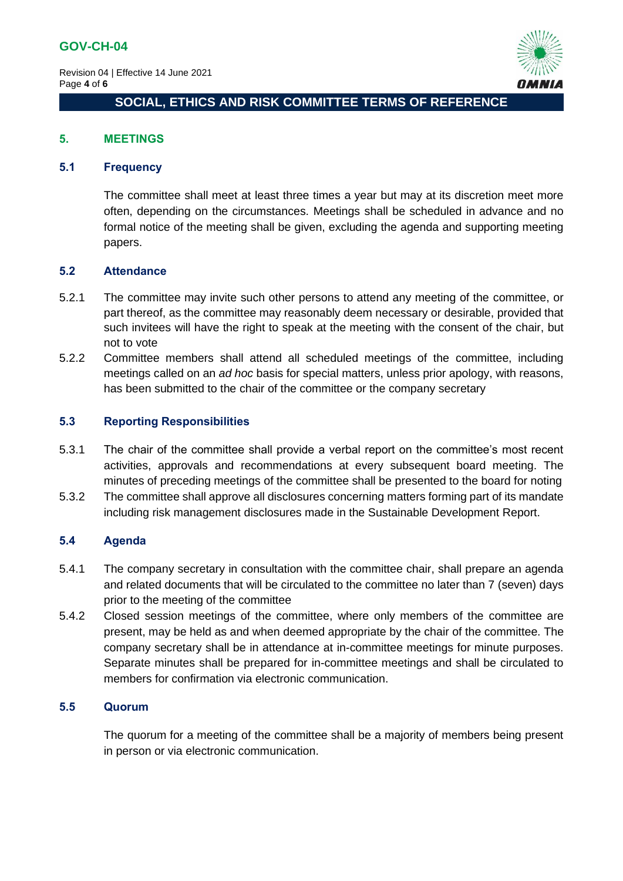## 5. MEETINGS

### 5.1 Frequency

The committee shall meet at least three times a year but may at its discretion meet more often, depending on the circumstances. Meetings shall be scheduled in advance and no formal notice of the meeting shall be given, excluding the agenda and supporting meeting papers.

### 5.2 Attendance

5.2.1 The committee may invite such other persons to attend any meeting of the committee, or part thereof, as the committee may reasonably deem necessary or desirable, provided that such invitees will have the right to speak at the meeting with the consent of the chair, but not to vote

5.2.2 Committee members shall attend all scheduled meetings of the committee, including meetings called on an *ad hoc* basis for special matters, unless prior apology, with reasons, has been submitted to the chair of the committee or the company secretary

### 5.3 Reporting Responsibilities

5.3.1 The chair of the committee shall provide a verbal report on the committee's most recent activities, approvals and recommendations at every subsequent board meeting. The minutes of preceding meetings of the committee shall be presented to the board for noting

5.3.2 The committee shall approve all disclosures concerning matters forming part of its mandate including risk management disclosures made in the Sustainable Development Report.

### 5.4 Agenda

5.4.1 The company secretary in consultation with the committee chair, shall prepare an agenda and related documents that will be circulated to the committee no later than 7 (seven) days prior to the meeting of the committee

5.4.2 Closed session meetings of the committee, where only members of the committee are present, may be held as and when deemed appropriate by the chair of the committee. The company secretary shall be in attendance at in-committee meetings for minute purposes. Separate minutes shall be prepared for in-committee meetings and shall be circulated to members for confirmation via electronic communication.

### 5.5 Quorum

The quorum for a meeting of the committee shall be a majority of members being present in person or via electronic communication.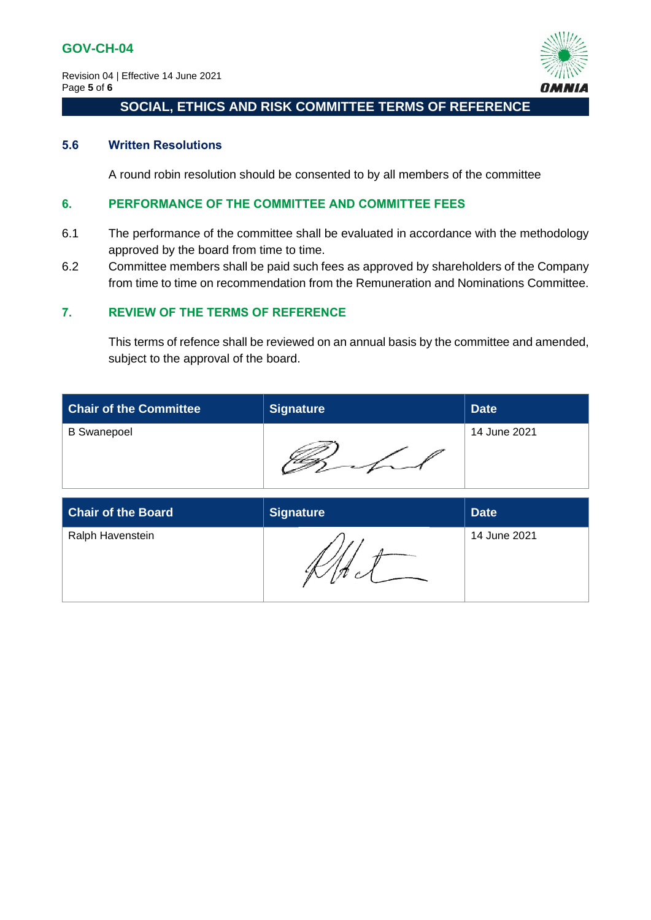### 5.6 Written Resolutions

A round robin resolution should be consented to by all members of the committee

## 6. PERFORMANCE OF THE COMMITTEE AND COMMITTEE FEES

6.1 The performance of the committee shall be evaluated in accordance with the methodology approved by the board from time to time.

6.2 Committee members shall be paid such fees as approved by shareholders of the Company from time to time on recommendation from the Remuneration and Nominations Committee.

## 7. REVIEW OF THE TERMS OF REFERENCE

This terms of refence shall be reviewed on an annual basis by the committee and amended, subject to the approval of the board.

| Chair of the Committee | Signature | Date |
|---|---|---|
| B Swanepoel | | 14 June 2021 |

| Chair of the Board | Signature | Date |
|---|---|---|
| Ralph Havenstein | | 14 June 2021 |